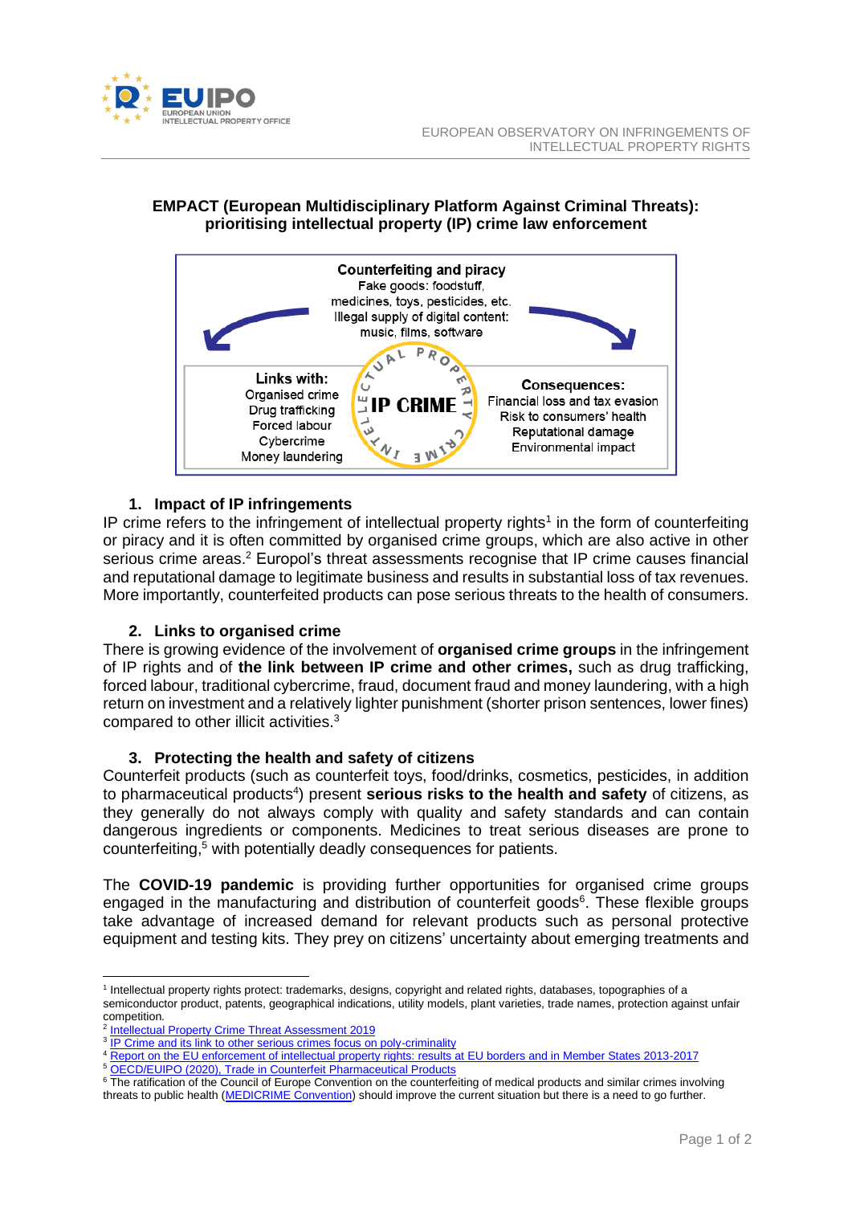EUROPEAN OBSERVATORY ON INFRINGEMENTS OF INTELLECTUAL PROPERTY RIGHTS

# EMPACT (European Multidisciplinary Platform Against Criminal Threats): prioritising intellectual property (IP) crime law enforcement

**Counterfeiting and piracy**
Fake goods: foodstuff, medicines, toys, pesticides, etc.
Illegal supply of digital content: music, films, software

**Links with:**
Organised crime
Drug trafficking
Forced labour
Cybercrime
Money laundering

**IP CRIME**
INTELLECTUAL PROPERTY CRIME

**Consequences:**
Financial loss and tax evasion
Risk to consumers' health
Reputational damage
Environmental impact

## 1. Impact of IP infringements

IP crime refers to the infringement of intellectual property rights[1] in the form of counterfeiting or piracy and it is often committed by organised crime groups, which are also active in other serious crime areas.[2] Europol's threat assessments recognise that IP crime causes financial and reputational damage to legitimate business and results in substantial loss of tax revenues. More importantly, counterfeited products can pose serious threats to the health of consumers.

## 2. Links to organised crime

There is growing evidence of the involvement of **organised crime groups** in the infringement of IP rights and of **the link between IP crime and other crimes,** such as drug trafficking, forced labour, traditional cybercrime, fraud, document fraud and money laundering, with a high return on investment and a relatively lighter punishment (shorter prison sentences, lower fines) compared to other illicit activities.[3]

## 3. Protecting the health and safety of citizens

Counterfeit products (such as counterfeit toys, food/drinks, cosmetics, pesticides, in addition to pharmaceutical products[4]) present **serious risks to the health and safety** of citizens, as they generally do not always comply with quality and safety standards and can contain dangerous ingredients or components. Medicines to treat serious diseases are prone to counterfeiting,[5] with potentially deadly consequences for patients.

The **COVID-19 pandemic** is providing further opportunities for organised crime groups engaged in the manufacturing and distribution of counterfeit goods[6]. These flexible groups take advantage of increased demand for relevant products such as personal protective equipment and testing kits. They prey on citizens' uncertainty about emerging treatments and

---

[1] Intellectual property rights protect: trademarks, designs, copyright and related rights, databases, topographies of a semiconductor product, patents, geographical indications, utility models, plant varieties, trade names, protection against unfair competition.

[2] Intellectual Property Crime Threat Assessment 2019

[3] IP Crime and its link to other serious crimes focus on poly-criminality

[4] Report on the EU enforcement of intellectual property rights: results at EU borders and in Member States 2013-2017

[5] OECD/EUIPO (2020), Trade in Counterfeit Pharmaceutical Products

[6] The ratification of the Council of Europe Convention on the counterfeiting of medical products and similar crimes involving threats to public health (MEDICRIME Convention) should improve the current situation but there is a need to go further.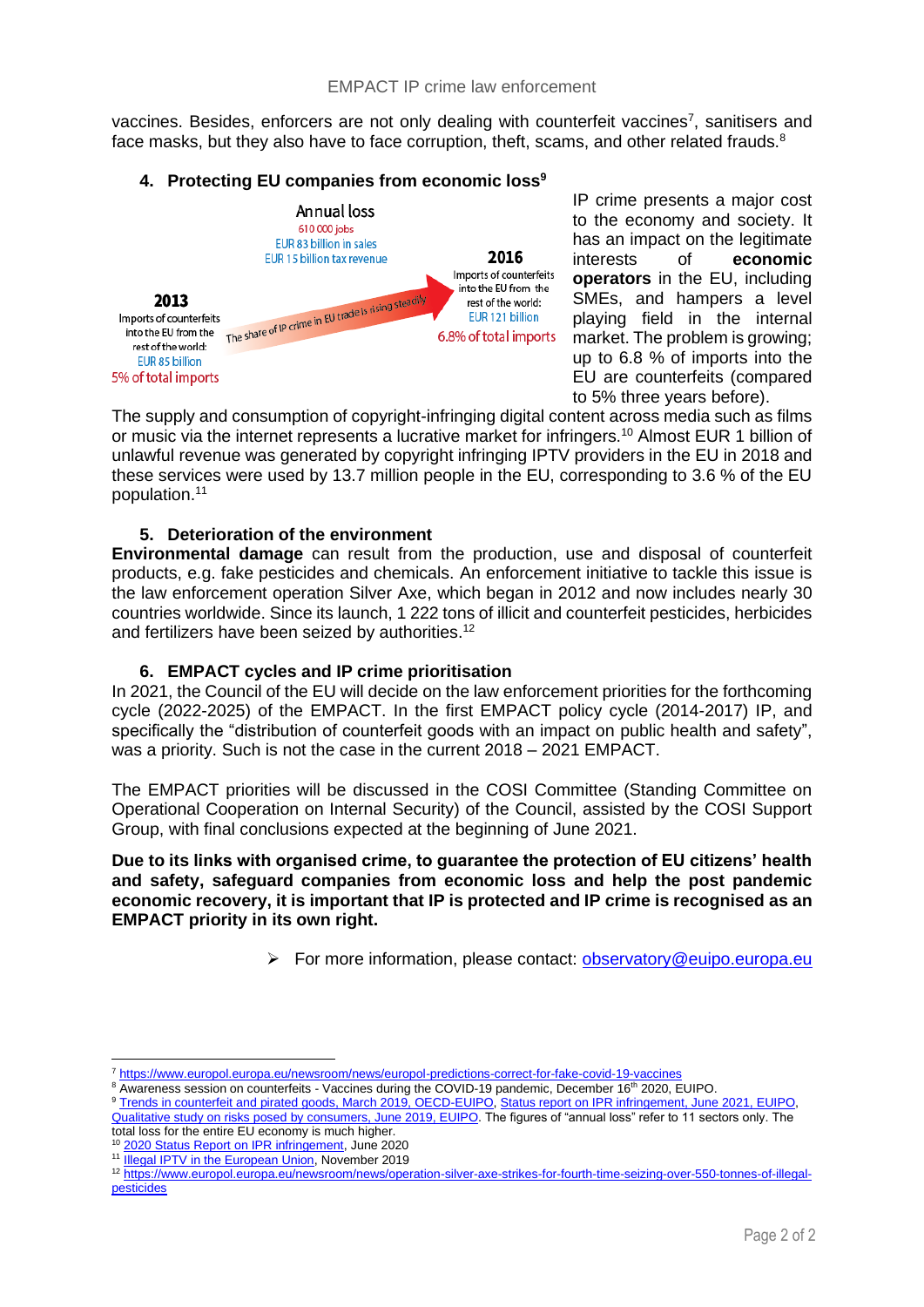vaccines. Besides, enforcers are not only dealing with counterfeit vaccines[7], sanitisers and face masks, but they also have to face corruption, theft, scams, and other related frauds.[8]

### 4. Protecting EU companies from economic loss[9]

Annual loss
610 000 jobs
EUR 83 billion in sales
EUR 15 billion tax revenue

2013
Imports of counterfeits into the EU from the rest of the world:
EUR 85 billion
5% of total imports

The share of IP crime in EU trade is rising steadily

2016
Imports of counterfeits into the EU from the rest of the world:
EUR 121 billion
6.8% of total imports

IP crime presents a major cost to the economy and society. It has an impact on the legitimate interests of **economic operators** in the EU, including SMEs, and hampers a level playing field in the internal market. The problem is growing; up to 6.8 % of imports into the EU are counterfeits (compared to 5% three years before).

The supply and consumption of copyright-infringing digital content across media such as films or music via the internet represents a lucrative market for infringers.[10] Almost EUR 1 billion of unlawful revenue was generated by copyright infringing IPTV providers in the EU in 2018 and these services were used by 13.7 million people in the EU, corresponding to 3.6 % of the EU population.[11]

### 5. Deterioration of the environment

**Environmental damage** can result from the production, use and disposal of counterfeit products, e.g. fake pesticides and chemicals. An enforcement initiative to tackle this issue is the law enforcement operation Silver Axe, which began in 2012 and now includes nearly 30 countries worldwide. Since its launch, 1 222 tons of illicit and counterfeit pesticides, herbicides and fertilizers have been seized by authorities.[12]

### 6. EMPACT cycles and IP crime prioritisation

In 2021, the Council of the EU will decide on the law enforcement priorities for the forthcoming cycle (2022-2025) of the EMPACT. In the first EMPACT policy cycle (2014-2017) IP, and specifically the "distribution of counterfeit goods with an impact on public health and safety", was a priority. Such is not the case in the current 2018 – 2021 EMPACT.

The EMPACT priorities will be discussed in the COSI Committee (Standing Committee on Operational Cooperation on Internal Security) of the Council, assisted by the COSI Support Group, with final conclusions expected at the beginning of June 2021.

**Due to its links with organised crime, to guarantee the protection of EU citizens' health and safety, safeguard companies from economic loss and help the post pandemic economic recovery, it is important that IP is protected and IP crime is recognised as an EMPACT priority in its own right.**

- For more information, please contact: observatory@euipo.europa.eu

---

[7] https://www.europol.europa.eu/newsroom/news/europol-predictions-correct-for-fake-covid-19-vaccines
[8] Awareness session on counterfeits - Vaccines during the COVID-19 pandemic, December 16th 2020, EUIPO.
[9] Trends in counterfeit and pirated goods, March 2019, OECD-EUIPO, Status report on IPR infringement, June 2021, EUIPO, Qualitative study on risks posed by consumers, June 2019, EUIPO. The figures of "annual loss" refer to 11 sectors only. The total loss for the entire EU economy is much higher.
[10] 2020 Status Report on IPR infringement, June 2020
[11] Illegal IPTV in the European Union, November 2019
[12] https://www.europol.europa.eu/newsroom/news/operation-silver-axe-strikes-for-fourth-time-seizing-over-550-tonnes-of-illegal-pesticides